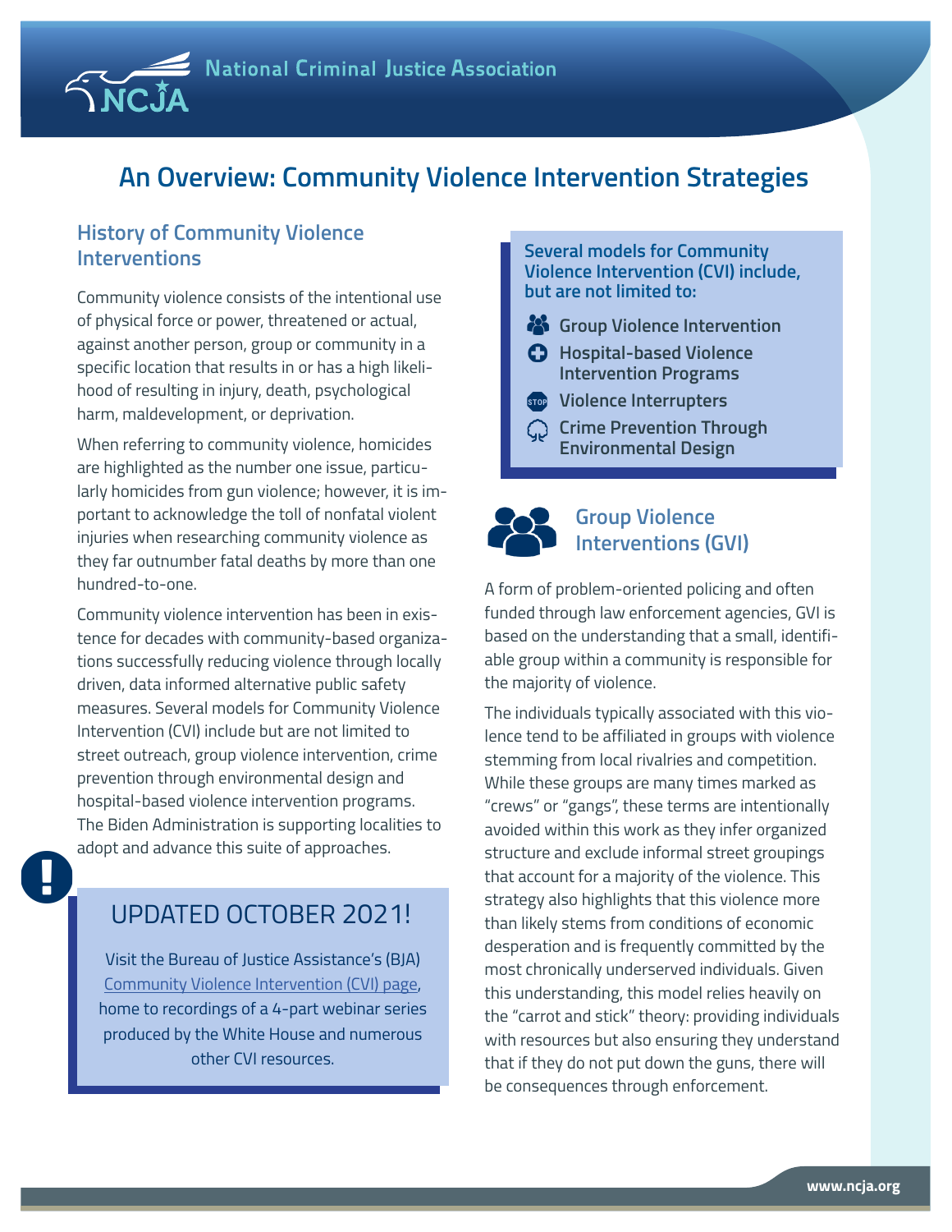National Criminal Justice Association

NCJA

# An Overview: Community Violence Intervention Strategies

## History of Community Violence Interventions

Community violence consists of the intentional use of physical force or power, threatened or actual, against another person, group or community in a specific location that results in or has a high likelihood of resulting in injury, death, psychological harm, maldevelopment, or deprivation.

When referring to community violence, homicides are highlighted as the number one issue, particularly homicides from gun violence; however, it is important to acknowledge the toll of nonfatal violent injuries when researching community violence as they far outnumber fatal deaths by more than one hundred-to-one.

Community violence intervention has been in existence for decades with community-based organizations successfully reducing violence through locally driven, data informed alternative public safety measures. Several models for Community Violence Intervention (CVI) include but are not limited to street outreach, group violence intervention, crime prevention through environmental design and hospital-based violence intervention programs. The Biden Administration is supporting localities to adopt and advance this suite of approaches.

> **UPDATED OCTOBER 2021!**
>
> Visit the Bureau of Justice Assistance's (BJA) Community Violence Intervention (CVI) page, home to recordings of a 4-part webinar series produced by the White House and numerous other CVI resources.

> **Several models for Community Violence Intervention (CVI) include, but are not limited to:**
>
> - **Group Violence Intervention**
> - **Hospital-based Violence Intervention Programs**
> - **Violence Interrupters**
> - **Crime Prevention Through Environmental Design**

## Group Violence Interventions (GVI)

A form of problem-oriented policing and often funded through law enforcement agencies, GVI is based on the understanding that a small, identifiable group within a community is responsible for the majority of violence.

The individuals typically associated with this violence tend to be affiliated in groups with violence stemming from local rivalries and competition. While these groups are many times marked as "crews" or "gangs", these terms are intentionally avoided within this work as they infer organized structure and exclude informal street groupings that account for a majority of the violence. This strategy also highlights that this violence more than likely stems from conditions of economic desperation and is frequently committed by the most chronically underserved individuals. Given this understanding, this model relies heavily on the "carrot and stick" theory: providing individuals with resources but also ensuring they understand that if they do not put down the guns, there will be consequences through enforcement.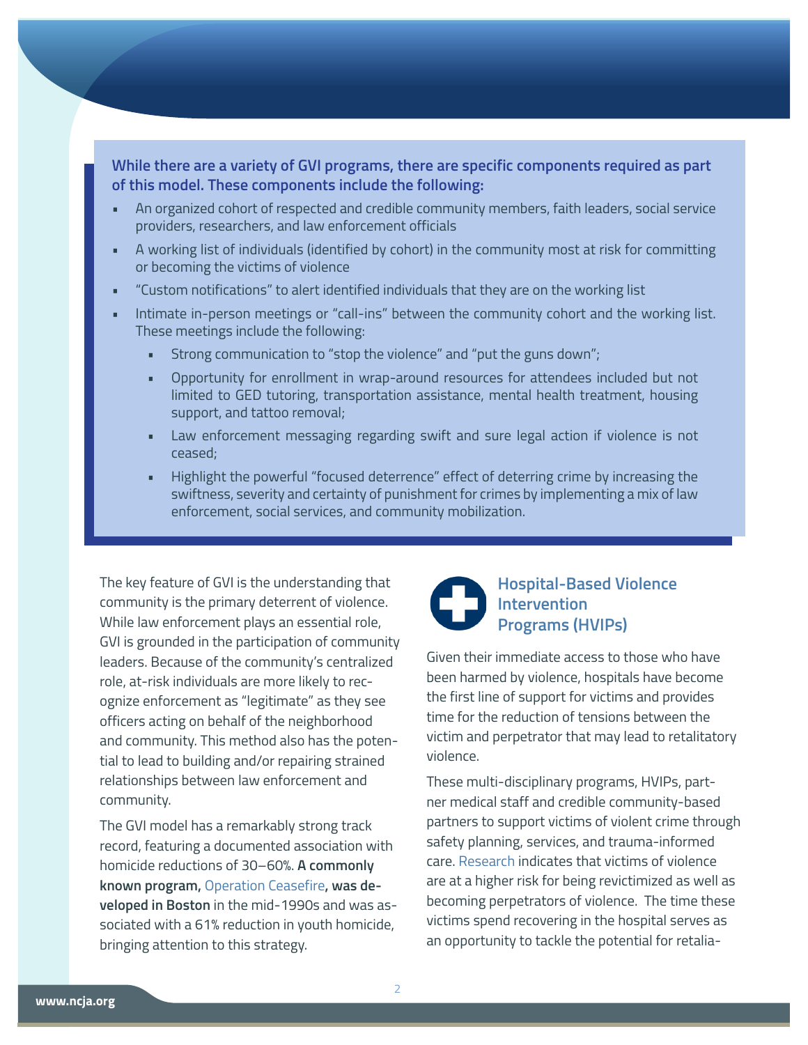**While there are a variety of GVI programs, there are specific components required as part of this model. These components include the following:**

- An organized cohort of respected and credible community members, faith leaders, social service providers, researchers, and law enforcement officials
- A working list of individuals (identified by cohort) in the community most at risk for committing or becoming the victims of violence
- "Custom notifications" to alert identified individuals that they are on the working list
- Intimate in-person meetings or "call-ins" between the community cohort and the working list. These meetings include the following:
  - Strong communication to "stop the violence" and "put the guns down";
  - Opportunity for enrollment in wrap-around resources for attendees included but not limited to GED tutoring, transportation assistance, mental health treatment, housing support, and tattoo removal;
  - Law enforcement messaging regarding swift and sure legal action if violence is not ceased;
  - Highlight the powerful "focused deterrence" effect of deterring crime by increasing the swiftness, severity and certainty of punishment for crimes by implementing a mix of law enforcement, social services, and community mobilization.

The key feature of GVI is the understanding that community is the primary deterrent of violence. While law enforcement plays an essential role, GVI is grounded in the participation of community leaders. Because of the community's centralized role, at-risk individuals are more likely to recognize enforcement as "legitimate" as they see officers acting on behalf of the neighborhood and community. This method also has the potential to lead to building and/or repairing strained relationships between law enforcement and community.

The GVI model has a remarkably strong track record, featuring a documented association with homicide reductions of 30–60%. **A commonly known program,** Operation Ceasefire**, was developed in Boston** in the mid-1990s and was associated with a 61% reduction in youth homicide, bringing attention to this strategy.

## Hospital-Based Violence Intervention Programs (HVIPs)

Given their immediate access to those who have been harmed by violence, hospitals have become the first line of support for victims and provides time for the reduction of tensions between the victim and perpetrator that may lead to retalitatory violence.

These multi-disciplinary programs, HVIPs, partner medical staff and credible community-based partners to support victims of violent crime through safety planning, services, and trauma-informed care. Research indicates that victims of violence are at a higher risk for being revictimized as well as becoming perpetrators of violence. The time these victims spend recovering in the hospital serves as an opportunity to tackle the potential for retalia-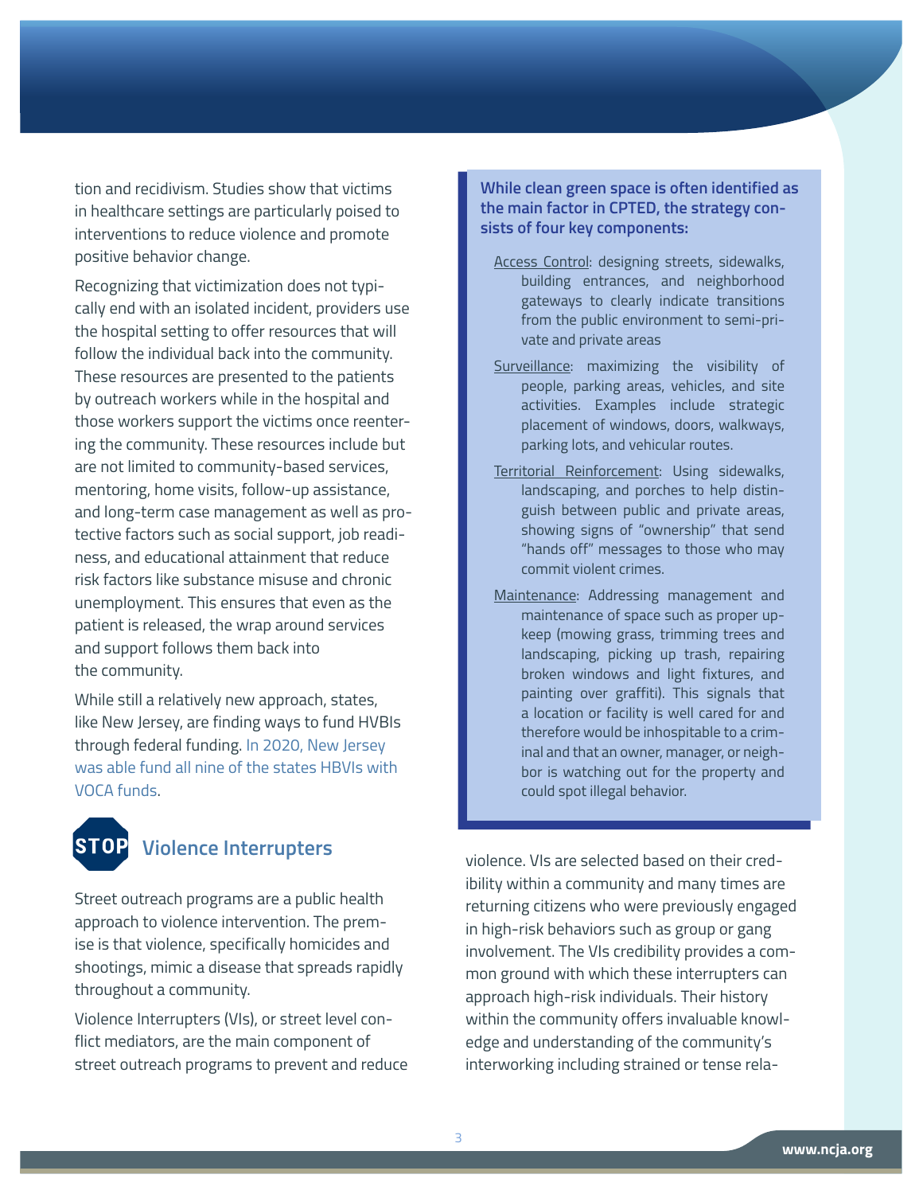tion and recidivism. Studies show that victims in healthcare settings are particularly poised to interventions to reduce violence and promote positive behavior change.

Recognizing that victimization does not typically end with an isolated incident, providers use the hospital setting to offer resources that will follow the individual back into the community. These resources are presented to the patients by outreach workers while in the hospital and those workers support the victims once reentering the community. These resources include but are not limited to community-based services, mentoring, home visits, follow-up assistance, and long-term case management as well as protective factors such as social support, job readiness, and educational attainment that reduce risk factors like substance misuse and chronic unemployment. This ensures that even as the patient is released, the wrap around services and support follows them back into the community.

While still a relatively new approach, states, like New Jersey, are finding ways to fund HVBIs through federal funding. In 2020, New Jersey was able fund all nine of the states HBVIs with VOCA funds.

## Violence Interrupters

Street outreach programs are a public health approach to violence intervention. The premise is that violence, specifically homicides and shootings, mimic a disease that spreads rapidly throughout a community.

Violence Interrupters (VIs), or street level conflict mediators, are the main component of street outreach programs to prevent and reduce violence. VIs are selected based on their credibility within a community and many times are returning citizens who were previously engaged in high-risk behaviors such as group or gang involvement. The VIs credibility provides a common ground with which these interrupters can approach high-risk individuals. Their history within the community offers invaluable knowledge and understanding of the community's interworking including strained or tense rela-

**While clean green space is often identified as the main factor in CPTED, the strategy consists of four key components:**

- Access Control: designing streets, sidewalks, building entrances, and neighborhood gateways to clearly indicate transitions from the public environment to semi-private and private areas
- Surveillance: maximizing the visibility of people, parking areas, vehicles, and site activities. Examples include strategic placement of windows, doors, walkways, parking lots, and vehicular routes.
- Territorial Reinforcement: Using sidewalks, landscaping, and porches to help distinguish between public and private areas, showing signs of "ownership" that send "hands off" messages to those who may commit violent crimes.
- Maintenance: Addressing management and maintenance of space such as proper upkeep (mowing grass, trimming trees and landscaping, picking up trash, repairing broken windows and light fixtures, and painting over graffiti). This signals that a location or facility is well cared for and therefore would be inhospitable to a criminal and that an owner, manager, or neighbor is watching out for the property and could spot illegal behavior.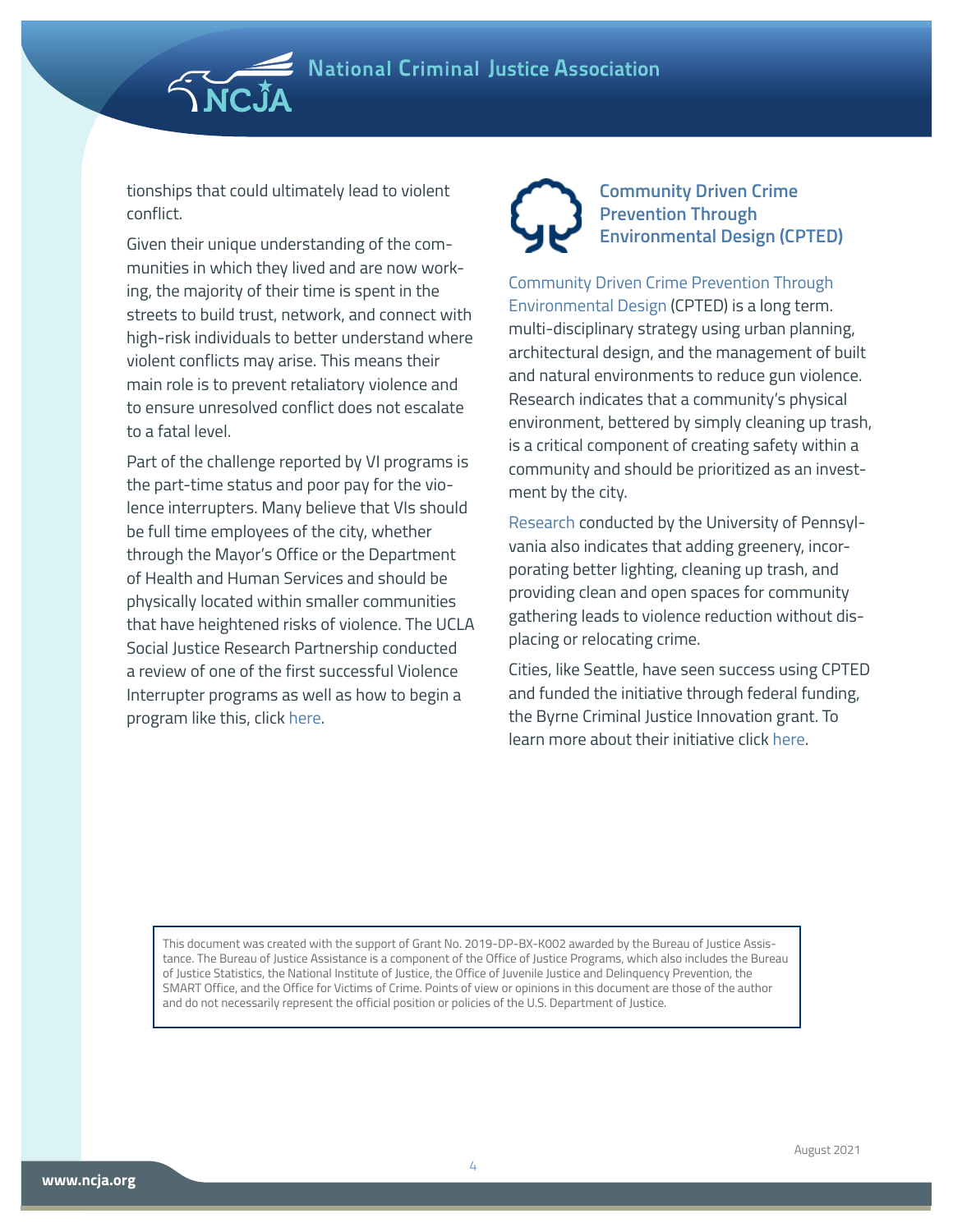tionships that could ultimately lead to violent conflict.

Given their unique understanding of the communities in which they lived and are now working, the majority of their time is spent in the streets to build trust, network, and connect with high-risk individuals to better understand where violent conflicts may arise. This means their main role is to prevent retaliatory violence and to ensure unresolved conflict does not escalate to a fatal level.

Part of the challenge reported by VI programs is the part-time status and poor pay for the violence interrupters. Many believe that VIs should be full time employees of the city, whether through the Mayor's Office or the Department of Health and Human Services and should be physically located within smaller communities that have heightened risks of violence. The UCLA Social Justice Research Partnership conducted a review of one of the first successful Violence Interrupter programs as well as how to begin a program like this, click here.

### Community Driven Crime Prevention Through Environmental Design (CPTED)

Community Driven Crime Prevention Through Environmental Design (CPTED) is a long term. multi-disciplinary strategy using urban planning, architectural design, and the management of built and natural environments to reduce gun violence. Research indicates that a community's physical environment, bettered by simply cleaning up trash, is a critical component of creating safety within a community and should be prioritized as an investment by the city.

Research conducted by the University of Pennsylvania also indicates that adding greenery, incorporating better lighting, cleaning up trash, and providing clean and open spaces for community gathering leads to violence reduction without displacing or relocating crime.

Cities, like Seattle, have seen success using CPTED and funded the initiative through federal funding, the Byrne Criminal Justice Innovation grant. To learn more about their initiative click here.

This document was created with the support of Grant No. 2019-DP-BX-K002 awarded by the Bureau of Justice Assistance. The Bureau of Justice Assistance is a component of the Office of Justice Programs, which also includes the Bureau of Justice Statistics, the National Institute of Justice, the Office of Juvenile Justice and Delinquency Prevention, the SMART Office, and the Office for Victims of Crime. Points of view or opinions in this document are those of the author and do not necessarily represent the official position or policies of the U.S. Department of Justice.

August 2021